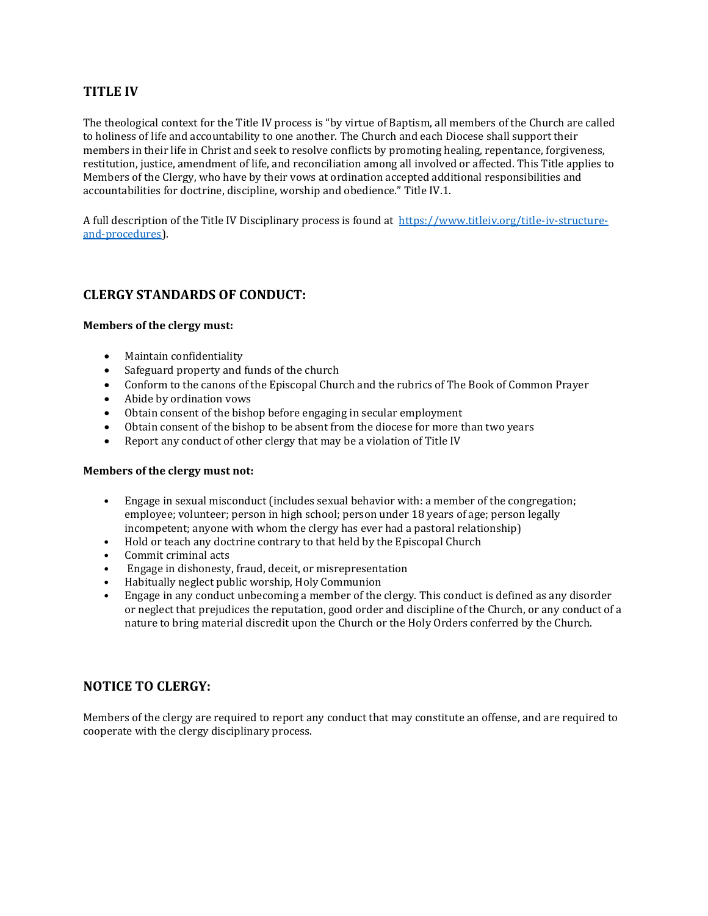## TITLE IV

The theological context for the Title IV process is "by virtue of Baptism, all members of the Church are called to holiness of life and accountability to one another. The Church and each Diocese shall support their members in their life in Christ and seek to resolve conflicts by promoting healing, repentance, forgiveness, restitution, justice, amendment of life, and reconciliation among all involved or affected. This Title applies to Members of the Clergy, who have by their vows at ordination accepted additional responsibilities and accountabilities for doctrine, discipline, worship and obedience." Title IV.1.

A full description of the Title IV Disciplinary process is found at [https://www.titleiv.org/title-iv-structure-and-procedures](https://www.titleiv.org/title-iv-structure-and-procedures)).

## CLERGY STANDARDS OF CONDUCT:

**Members of the clergy must:**

- Maintain confidentiality
- Safeguard property and funds of the church
- Conform to the canons of the Episcopal Church and the rubrics of The Book of Common Prayer
- Abide by ordination vows
- Obtain consent of the bishop before engaging in secular employment
- Obtain consent of the bishop to be absent from the diocese for more than two years
- Report any conduct of other clergy that may be a violation of Title IV

**Members of the clergy must not:**

- Engage in sexual misconduct (includes sexual behavior with: a member of the congregation; employee; volunteer; person in high school; person under 18 years of age; person legally incompetent; anyone with whom the clergy has ever had a pastoral relationship)
- Hold or teach any doctrine contrary to that held by the Episcopal Church
- Commit criminal acts
- Engage in dishonesty, fraud, deceit, or misrepresentation
- Habitually neglect public worship, Holy Communion
- Engage in any conduct unbecoming a member of the clergy. This conduct is defined as any disorder or neglect that prejudices the reputation, good order and discipline of the Church, or any conduct of a nature to bring material discredit upon the Church or the Holy Orders conferred by the Church.

## NOTICE TO CLERGY:

Members of the clergy are required to report any conduct that may constitute an offense, and are required to cooperate with the clergy disciplinary process.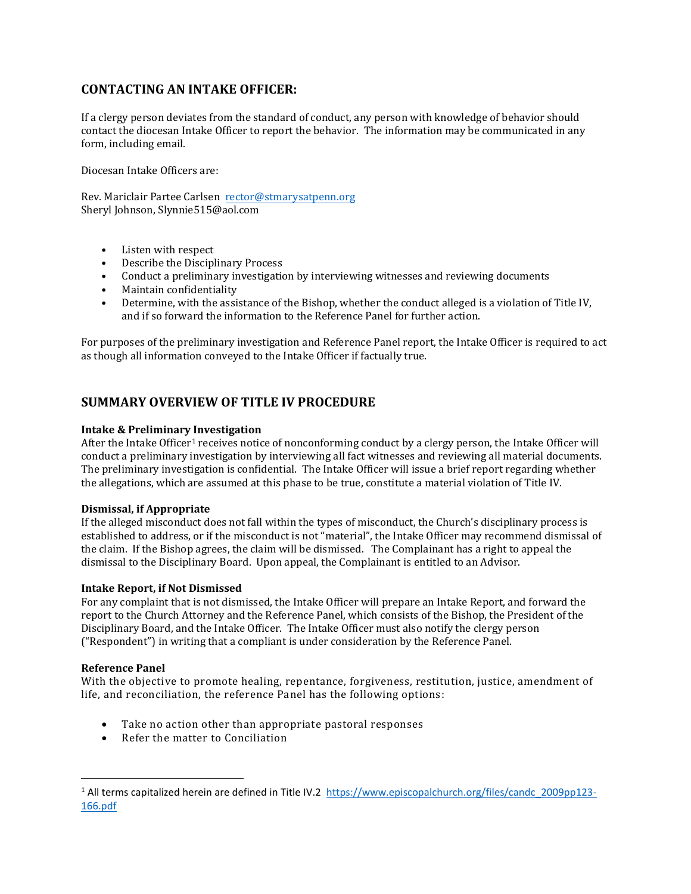## CONTACTING AN INTAKE OFFICER:

If a clergy person deviates from the standard of conduct, any person with knowledge of behavior should contact the diocesan Intake Officer to report the behavior. The information may be communicated in any form, including email.

Diocesan Intake Officers are:

Rev. Mariclair Partee Carlsen rector@stmarysatpenn.org
Sheryl Johnson, Slynnie515@aol.com

- Listen with respect
- Describe the Disciplinary Process
- Conduct a preliminary investigation by interviewing witnesses and reviewing documents
- Maintain confidentiality
- Determine, with the assistance of the Bishop, whether the conduct alleged is a violation of Title IV, and if so forward the information to the Reference Panel for further action.

For purposes of the preliminary investigation and Reference Panel report, the Intake Officer is required to act as though all information conveyed to the Intake Officer if factually true.

## SUMMARY OVERVIEW OF TITLE IV PROCEDURE

**Intake & Preliminary Investigation**
After the Intake Officer[1] receives notice of nonconforming conduct by a clergy person, the Intake Officer will conduct a preliminary investigation by interviewing all fact witnesses and reviewing all material documents. The preliminary investigation is confidential. The Intake Officer will issue a brief report regarding whether the allegations, which are assumed at this phase to be true, constitute a material violation of Title IV.

**Dismissal, if Appropriate**
If the alleged misconduct does not fall within the types of misconduct, the Church's disciplinary process is established to address, or if the misconduct is not "material", the Intake Officer may recommend dismissal of the claim. If the Bishop agrees, the claim will be dismissed. The Complainant has a right to appeal the dismissal to the Disciplinary Board. Upon appeal, the Complainant is entitled to an Advisor.

**Intake Report, if Not Dismissed**
For any complaint that is not dismissed, the Intake Officer will prepare an Intake Report, and forward the report to the Church Attorney and the Reference Panel, which consists of the Bishop, the President of the Disciplinary Board, and the Intake Officer. The Intake Officer must also notify the clergy person ("Respondent") in writing that a compliant is under consideration by the Reference Panel.

**Reference Panel**
With the objective to promote healing, repentance, forgiveness, restitution, justice, amendment of life, and reconciliation, the reference Panel has the following options:

- Take no action other than appropriate pastoral responses
- Refer the matter to Conciliation

[1] All terms capitalized herein are defined in Title IV.2 https://www.episcopalchurch.org/files/candc_2009pp123-166.pdf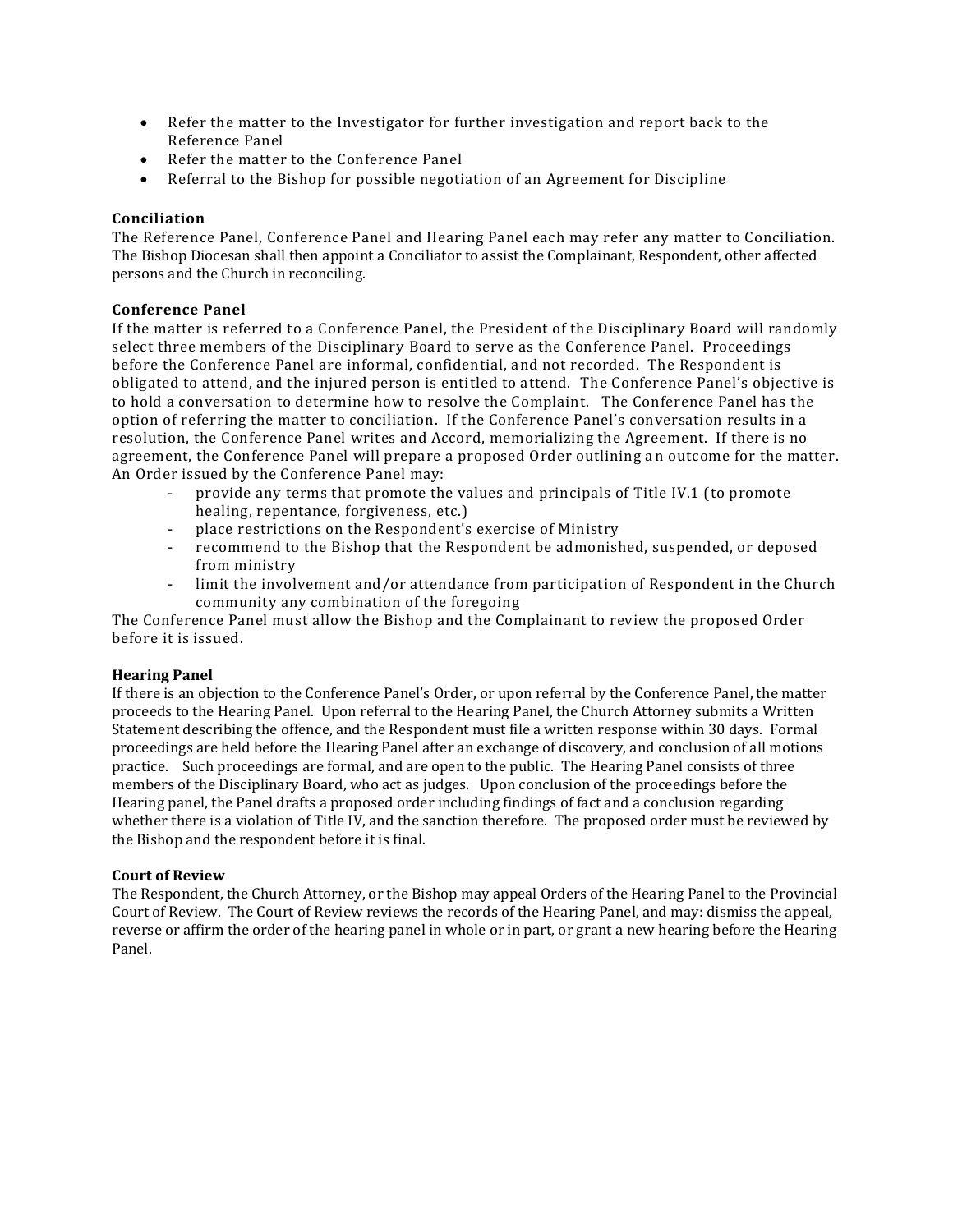- Refer the matter to the Investigator for further investigation and report back to the Reference Panel
- Refer the matter to the Conference Panel
- Referral to the Bishop for possible negotiation of an Agreement for Discipline

**Conciliation**
The Reference Panel, Conference Panel and Hearing Panel each may refer any matter to Conciliation. The Bishop Diocesan shall then appoint a Conciliator to assist the Complainant, Respondent, other affected persons and the Church in reconciling.

**Conference Panel**
If the matter is referred to a Conference Panel, the President of the Disciplinary Board will randomly select three members of the Disciplinary Board to serve as the Conference Panel. Proceedings before the Conference Panel are informal, confidential, and not recorded. The Respondent is obligated to attend, and the injured person is entitled to attend. The Conference Panel's objective is to hold a conversation to determine how to resolve the Complaint. The Conference Panel has the option of referring the matter to conciliation. If the Conference Panel's conversation results in a resolution, the Conference Panel writes and Accord, memorializing the Agreement. If there is no agreement, the Conference Panel will prepare a proposed Order outlining an outcome for the matter. An Order issued by the Conference Panel may:

- provide any terms that promote the values and principals of Title IV.1 (to promote healing, repentance, forgiveness, etc.)
- place restrictions on the Respondent's exercise of Ministry
- recommend to the Bishop that the Respondent be admonished, suspended, or deposed from ministry
- limit the involvement and/or attendance from participation of Respondent in the Church community any combination of the foregoing

The Conference Panel must allow the Bishop and the Complainant to review the proposed Order before it is issued.

**Hearing Panel**
If there is an objection to the Conference Panel's Order, or upon referral by the Conference Panel, the matter proceeds to the Hearing Panel. Upon referral to the Hearing Panel, the Church Attorney submits a Written Statement describing the offence, and the Respondent must file a written response within 30 days. Formal proceedings are held before the Hearing Panel after an exchange of discovery, and conclusion of all motions practice. Such proceedings are formal, and are open to the public. The Hearing Panel consists of three members of the Disciplinary Board, who act as judges. Upon conclusion of the proceedings before the Hearing panel, the Panel drafts a proposed order including findings of fact and a conclusion regarding whether there is a violation of Title IV, and the sanction therefore. The proposed order must be reviewed by the Bishop and the respondent before it is final.

**Court of Review**
The Respondent, the Church Attorney, or the Bishop may appeal Orders of the Hearing Panel to the Provincial Court of Review. The Court of Review reviews the records of the Hearing Panel, and may: dismiss the appeal, reverse or affirm the order of the hearing panel in whole or in part, or grant a new hearing before the Hearing Panel.